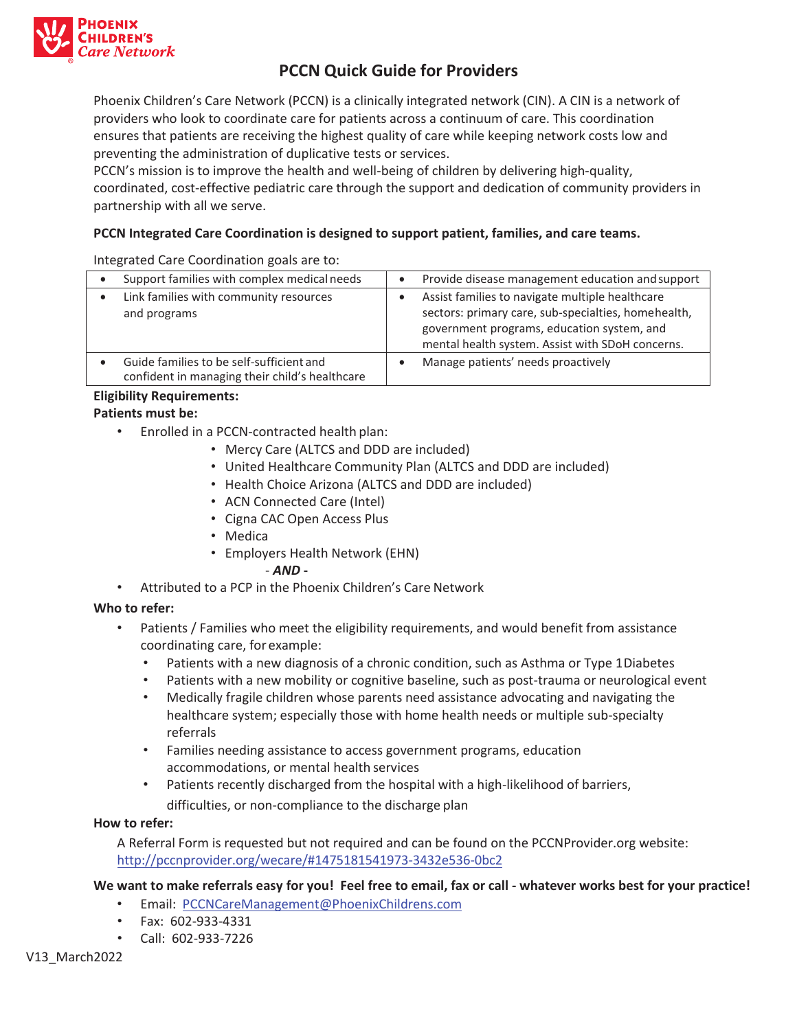# PCCN Quick Guide for Providers

Phoenix Children's Care Network (PCCN) is a clinically integrated network (CIN). A CIN is a network of providers who look to coordinate care for patients across a continuum of care. This coordination ensures that patients are receiving the highest quality of care while keeping network costs low and preventing the administration of duplicative tests or services.

PCCN's mission is to improve the health and well-being of children by delivering high-quality, coordinated, cost-effective pediatric care through the support and dedication of community providers in partnership with all we serve.

**PCCN Integrated Care Coordination is designed to support patient, families, and care teams.**

Integrated Care Coordination goals are to:

| | |
|---|---|
| • Support families with complex medical needs | • Provide disease management education and support |
| • Link families with community resources and programs | • Assist families to navigate multiple healthcare sectors: primary care, sub-specialties, homehealth, government programs, education system, and mental health system. Assist with SDoH concerns. |
| • Guide families to be self-sufficient and confident in managing their child's healthcare | • Manage patients' needs proactively |

**Eligibility Requirements:**

**Patients must be:**

- Enrolled in a PCCN-contracted health plan:
  - Mercy Care (ALTCS and DDD are included)
  - United Healthcare Community Plan (ALTCS and DDD are included)
  - Health Choice Arizona (ALTCS and DDD are included)
  - ACN Connected Care (Intel)
  - Cigna CAC Open Access Plus
  - Medica
  - Employers Health Network (EHN)

  \- ***AND*** -
- Attributed to a PCP in the Phoenix Children's Care Network

**Who to refer:**

- Patients / Families who meet the eligibility requirements, and would benefit from assistance coordinating care, for example:
  - Patients with a new diagnosis of a chronic condition, such as Asthma or Type 1 Diabetes
  - Patients with a new mobility or cognitive baseline, such as post-trauma or neurological event
  - Medically fragile children whose parents need assistance advocating and navigating the healthcare system; especially those with home health needs or multiple sub-specialty referrals
  - Families needing assistance to access government programs, education accommodations, or mental health services
  - Patients recently discharged from the hospital with a high-likelihood of barriers, difficulties, or non-compliance to the discharge plan

**How to refer:**

A Referral Form is requested but not required and can be found on the PCCNProvider.org website: http://pccnprovider.org/wecare/#1475181541973-3432e536-0bc2

**We want to make referrals easy for you! Feel free to email, fax or call - whatever works best for your practice!**

- Email: PCCNCareManagement@PhoenixChildrens.com
- Fax: 602-933-4331
- Call: 602-933-7226

V13_March2022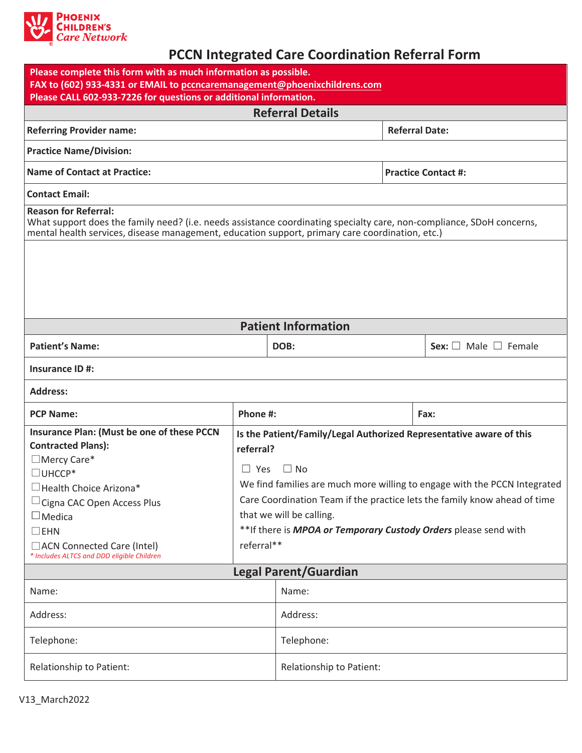PHOENIX CHILDREN'S Care Network

# PCCN Integrated Care Coordination Referral Form

**Please complete this form with as much information as possible.**
**FAX to (602) 933-4331 or EMAIL to pccncaremanagement@phoenixchildrens.com**
**Please CALL 602-933-7226 for questions or additional information.**

## Referral Details

| | |
|---|---|
| **Referring Provider name:** | **Referral Date:** |
| **Practice Name/Division:** | |
| **Name of Contact at Practice:** | **Practice Contact #:** |
| **Contact Email:** | |

**Reason for Referral:**
What support does the family need? (i.e. needs assistance coordinating specialty care, non-compliance, SDoH concerns, mental health services, disease management, education support, primary care coordination, etc.)

## Patient Information

| | | |
|---|---|---|
| **Patient's Name:** | **DOB:** | **Sex:** ☐ Male ☐ Female |
| **Insurance ID #:** | | |
| **Address:** | | |
| **PCP Name:** | **Phone #:** | **Fax:** |

**Insurance Plan: (Must be one of these PCCN Contracted Plans):**

- ☐ Mercy Care*
- ☐ UHCCP*
- ☐ Health Choice Arizona*
- ☐ Cigna CAC Open Access Plus
- ☐ Medica
- ☐ EHN
- ☐ ACN Connected Care (Intel)

*\* Includes ALTCS and DDD eligible Children*

**Is the Patient/Family/Legal Authorized Representative aware of this referral?**

☐ Yes ☐ No

We find families are much more willing to engage with the PCCN Integrated Care Coordination Team if the practice lets the family know ahead of time that we will be calling.

**If there is ***MPOA or Temporary Custody Orders*** please send with referral**

## Legal Parent/Guardian

| | |
|---|---|
| Name: | Name: |
| Address: | Address: |
| Telephone: | Telephone: |
| Relationship to Patient: | Relationship to Patient: |

V13_March2022